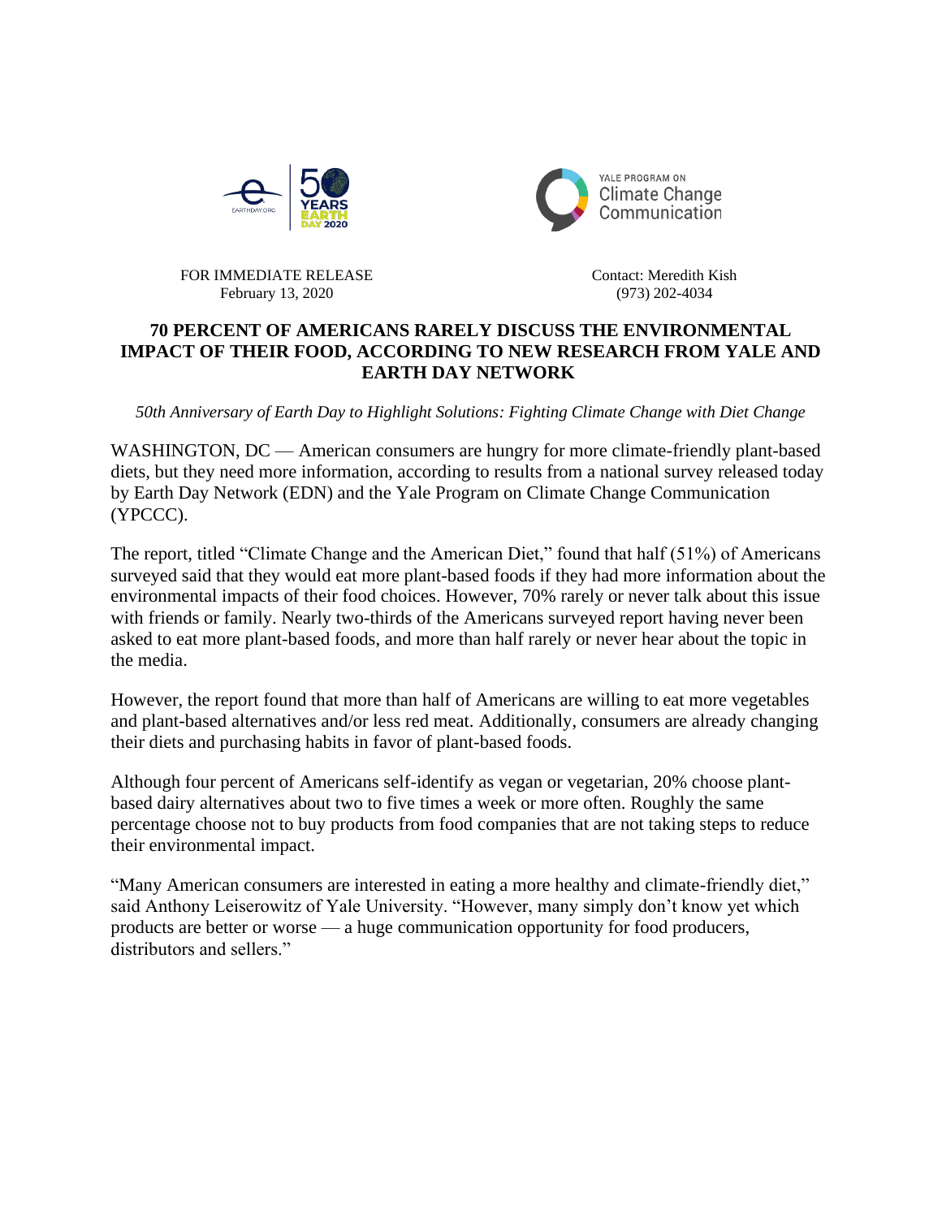FOR IMMEDIATE RELEASE
February 13, 2020

Contact: Meredith Kish
(973) 202-4034

# 70 PERCENT OF AMERICANS RARELY DISCUSS THE ENVIRONMENTAL IMPACT OF THEIR FOOD, ACCORDING TO NEW RESEARCH FROM YALE AND EARTH DAY NETWORK

*50th Anniversary of Earth Day to Highlight Solutions: Fighting Climate Change with Diet Change*

WASHINGTON, DC — American consumers are hungry for more climate-friendly plant-based diets, but they need more information, according to results from a national survey released today by Earth Day Network (EDN) and the Yale Program on Climate Change Communication (YPCCC).

The report, titled "Climate Change and the American Diet," found that half (51%) of Americans surveyed said that they would eat more plant-based foods if they had more information about the environmental impacts of their food choices. However, 70% rarely or never talk about this issue with friends or family. Nearly two-thirds of the Americans surveyed report having never been asked to eat more plant-based foods, and more than half rarely or never hear about the topic in the media.

However, the report found that more than half of Americans are willing to eat more vegetables and plant-based alternatives and/or less red meat. Additionally, consumers are already changing their diets and purchasing habits in favor of plant-based foods.

Although four percent of Americans self-identify as vegan or vegetarian, 20% choose plant-based dairy alternatives about two to five times a week or more often. Roughly the same percentage choose not to buy products from food companies that are not taking steps to reduce their environmental impact.

"Many American consumers are interested in eating a more healthy and climate-friendly diet," said Anthony Leiserowitz of Yale University. "However, many simply don't know yet which products are better or worse — a huge communication opportunity for food producers, distributors and sellers."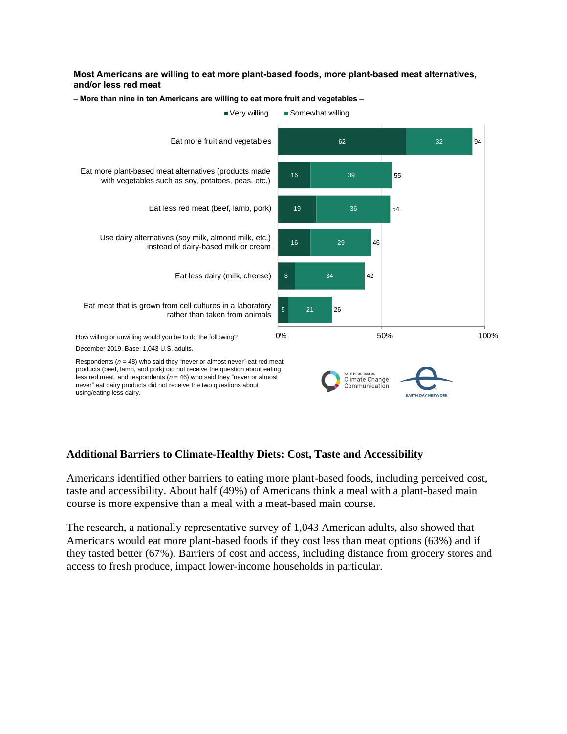**Most Americans are willing to eat more plant-based foods, more plant-based meat alternatives, and/or less red meat**

**– More than nine in ten Americans are willing to eat more fruit and vegetables –**

| | Very willing | Somewhat willing | Total |
|---|---|---|---|
| Eat more fruit and vegetables | 62 | 32 | 94 |
| Eat more plant-based meat alternatives (products made with vegetables such as soy, potatoes, peas, etc.) | 16 | 39 | 55 |
| Eat less red meat (beef, lamb, pork) | 19 | 36 | 54 |
| Use dairy alternatives (soy milk, almond milk, etc.) instead of dairy-based milk or cream | 16 | 29 | 46 |
| Eat less dairy (milk, cheese) | 8 | 34 | 42 |
| Eat meat that is grown from cell cultures in a laboratory rather than taken from animals | 5 | 21 | 26 |

How willing or unwilling would you be to do the following?

December 2019. Base: 1,043 U.S. adults.

Respondents ($n$ = 48) who said they "never or almost never" eat red meat products (beef, lamb, and pork) did not receive the question about eating less red meat, and respondents ($n$ = 46) who said they "never or almost never" eat dairy products did not receive the two questions about using/eating less dairy.

Yale Program on Climate Change Communication | Earth Day Network

## Additional Barriers to Climate-Healthy Diets: Cost, Taste and Accessibility

Americans identified other barriers to eating more plant-based foods, including perceived cost, taste and accessibility. About half (49%) of Americans think a meal with a plant-based main course is more expensive than a meal with a meat-based main course.

The research, a nationally representative survey of 1,043 American adults, also showed that Americans would eat more plant-based foods if they cost less than meat options (63%) and if they tasted better (67%). Barriers of cost and access, including distance from grocery stores and access to fresh produce, impact lower-income households in particular.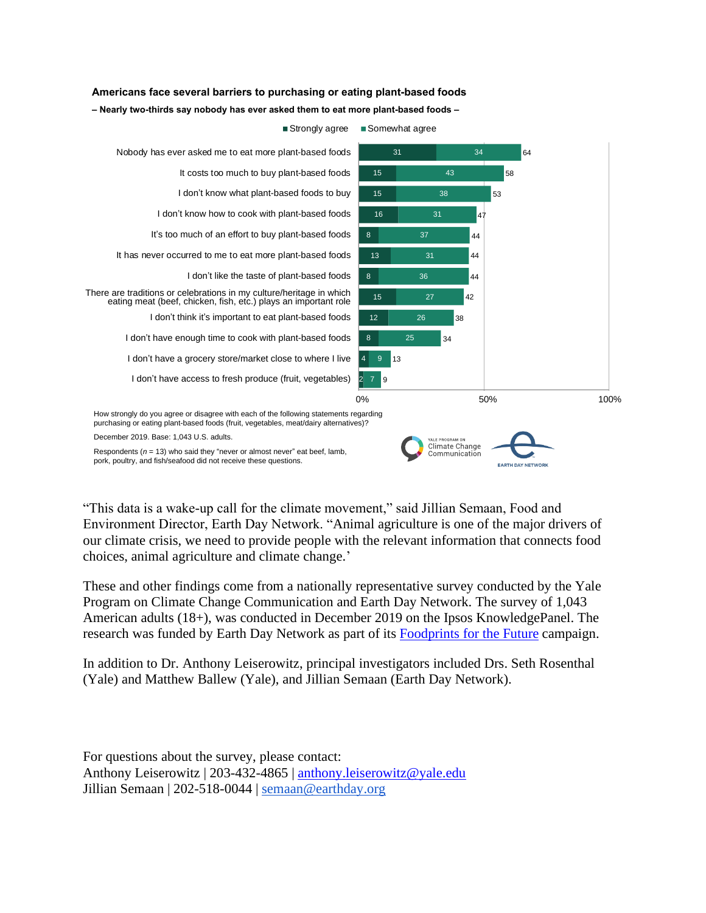**Americans face several barriers to purchasing or eating plant-based foods**

**– Nearly two-thirds say nobody has ever asked them to eat more plant-based foods –**

Strongly agree
Somewhat agree

Nobody has ever asked me to eat more plant-based foods 31 34 64
It costs too much to buy plant-based foods 15 43 58
I don't know what plant-based foods to buy 15 38 53
I don't know how to cook with plant-based foods 16 31 47
It's too much of an effort to buy plant-based foods 8 37 44
It has never occurred to me to eat more plant-based foods 13 31 44
I don't like the taste of plant-based foods 8 36 44
There are traditions or celebrations in my culture/heritage in which eating meat (beef, chicken, fish, etc.) plays an important role 15 27 42
I don't think it's important to eat plant-based foods 12 26 38
I don't have enough time to cook with plant-based foods 8 25 34
I don't have a grocery store/market close to where I live 4 9 13
I don't have access to fresh produce (fruit, vegetables) 2 7 9

0% 50% 100%

How strongly do you agree or disagree with each of the following statements regarding purchasing or eating plant-based foods (fruit, vegetables, meat/dairy alternatives)?

December 2019. Base: 1,043 U.S. adults.

Respondents ($n$ = 13) who said they "never or almost never" eat beef, lamb, pork, poultry, and fish/seafood did not receive these questions.

Yale Program on Climate Change Communication

Earth Day Network

"This data is a wake-up call for the climate movement," said Jillian Semaan, Food and Environment Director, Earth Day Network. "Animal agriculture is one of the major drivers of our climate crisis, we need to provide people with the relevant information that connects food choices, animal agriculture and climate change.'

These and other findings come from a nationally representative survey conducted by the Yale Program on Climate Change Communication and Earth Day Network. The survey of 1,043 American adults (18+), was conducted in December 2019 on the Ipsos KnowledgePanel. The research was funded by Earth Day Network as part of its Foodprints for the Future campaign.

In addition to Dr. Anthony Leiserowitz, principal investigators included Drs. Seth Rosenthal (Yale) and Matthew Ballew (Yale), and Jillian Semaan (Earth Day Network).

For questions about the survey, please contact:
Anthony Leiserowitz | 203-432-4865 | anthony.leiserowitz@yale.edu
Jillian Semaan | 202-518-0044 | semaan@earthday.org